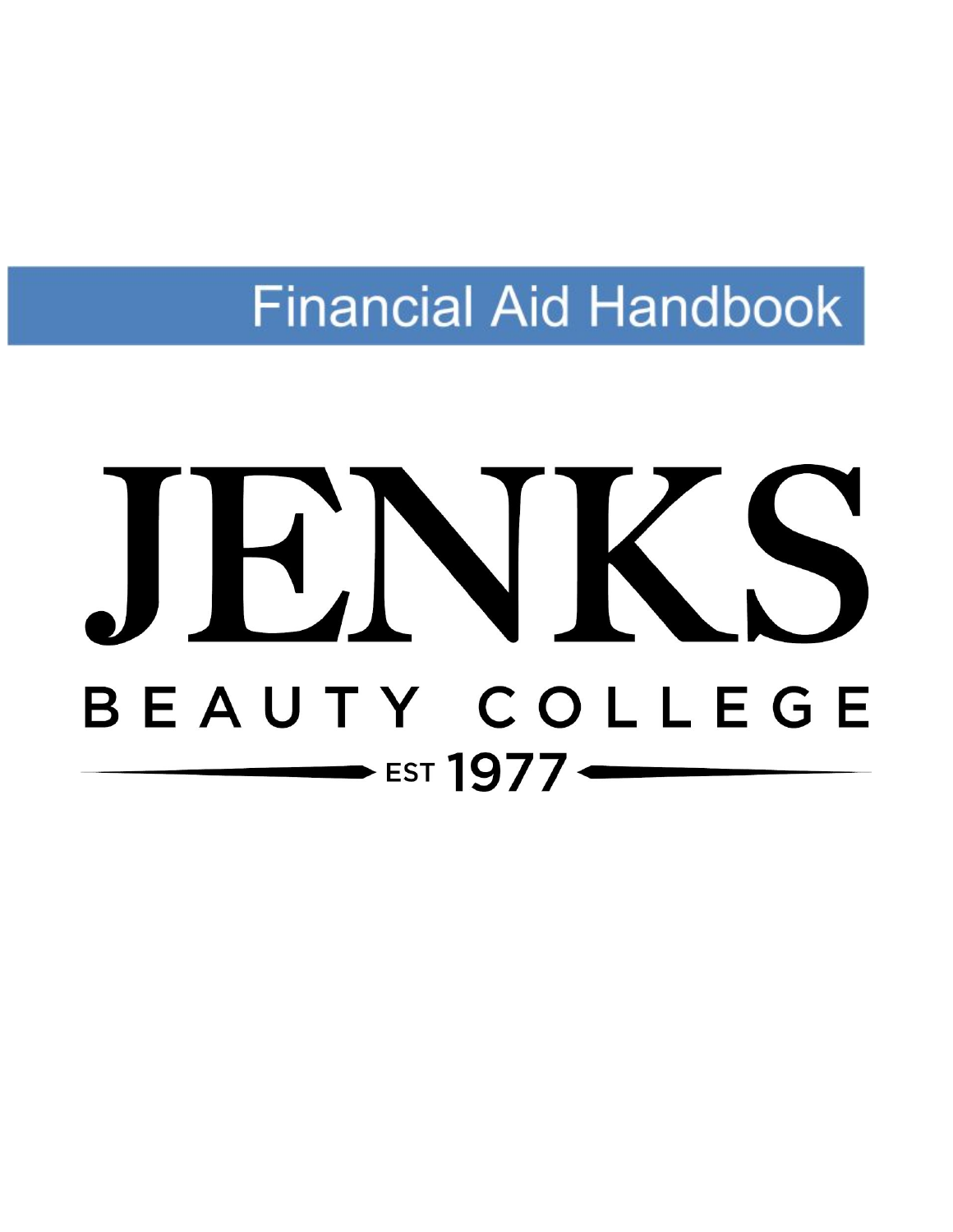# Financial Aid Handbook

# JENKS

## BEAUTY COLLEGE

EST 1977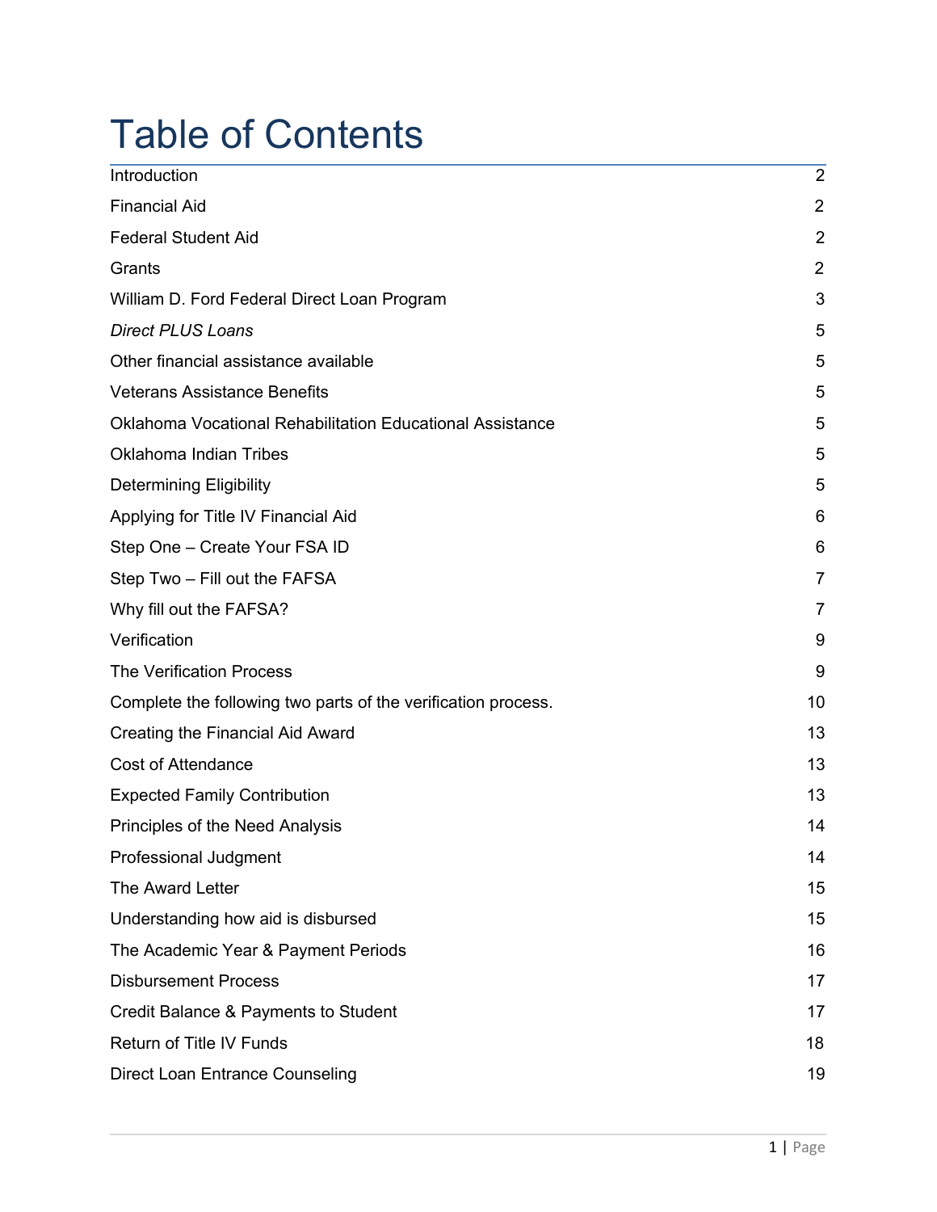# Table of Contents

| | |
|---|---|
| Introduction | 2 |
| Financial Aid | 2 |
| Federal Student Aid | 2 |
| Grants | 2 |
| William D. Ford Federal Direct Loan Program | 3 |
| *Direct PLUS Loans* | 5 |
| Other financial assistance available | 5 |
| Veterans Assistance Benefits | 5 |
| Oklahoma Vocational Rehabilitation Educational Assistance | 5 |
| Oklahoma Indian Tribes | 5 |
| Determining Eligibility | 5 |
| Applying for Title IV Financial Aid | 6 |
| Step One – Create Your FSA ID | 6 |
| Step Two – Fill out the FAFSA | 7 |
| Why fill out the FAFSA? | 7 |
| Verification | 9 |
| The Verification Process | 9 |
| Complete the following two parts of the verification process. | 10 |
| Creating the Financial Aid Award | 13 |
| Cost of Attendance | 13 |
| Expected Family Contribution | 13 |
| Principles of the Need Analysis | 14 |
| Professional Judgment | 14 |
| The Award Letter | 15 |
| Understanding how aid is disbursed | 15 |
| The Academic Year & Payment Periods | 16 |
| Disbursement Process | 17 |
| Credit Balance & Payments to Student | 17 |
| Return of Title IV Funds | 18 |
| Direct Loan Entrance Counseling | 19 |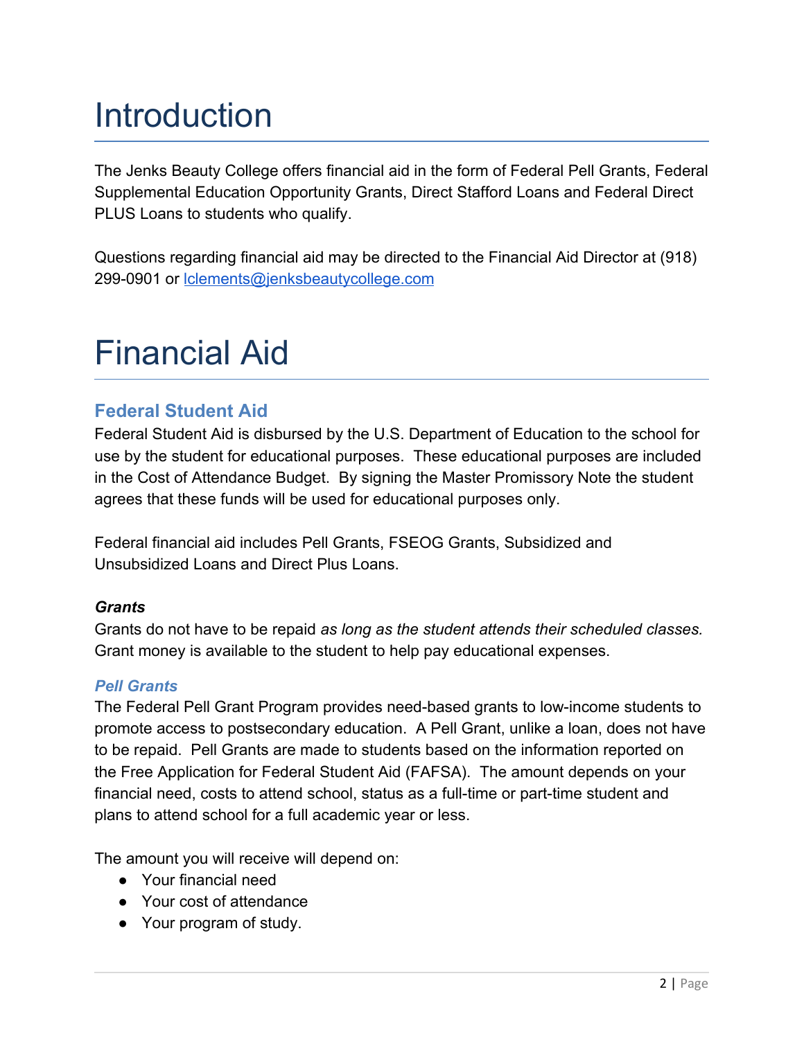# Introduction

The Jenks Beauty College offers financial aid in the form of Federal Pell Grants, Federal Supplemental Education Opportunity Grants, Direct Stafford Loans and Federal Direct PLUS Loans to students who qualify.

Questions regarding financial aid may be directed to the Financial Aid Director at (918) 299-0901 or lclements@jenksbeautycollege.com

# Financial Aid

## Federal Student Aid

Federal Student Aid is disbursed by the U.S. Department of Education to the school for use by the student for educational purposes. These educational purposes are included in the Cost of Attendance Budget. By signing the Master Promissory Note the student agrees that these funds will be used for educational purposes only.

Federal financial aid includes Pell Grants, FSEOG Grants, Subsidized and Unsubsidized Loans and Direct Plus Loans.

***Grants***

Grants do not have to be repaid *as long as the student attends their scheduled classes.* Grant money is available to the student to help pay educational expenses.

### *Pell Grants*

The Federal Pell Grant Program provides need-based grants to low-income students to promote access to postsecondary education. A Pell Grant, unlike a loan, does not have to be repaid. Pell Grants are made to students based on the information reported on the Free Application for Federal Student Aid (FAFSA). The amount depends on your financial need, costs to attend school, status as a full-time or part-time student and plans to attend school for a full academic year or less.

The amount you will receive will depend on:

- Your financial need
- Your cost of attendance
- Your program of study.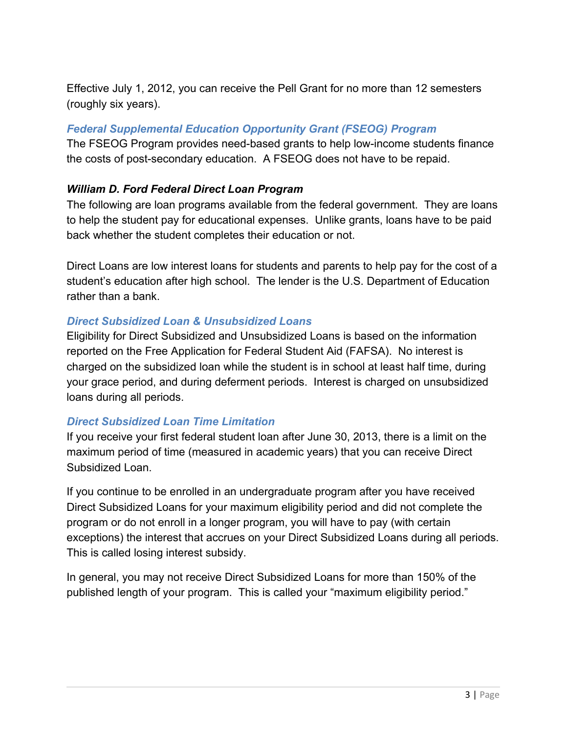Effective July 1, 2012, you can receive the Pell Grant for no more than 12 semesters (roughly six years).

### *Federal Supplemental Education Opportunity Grant (FSEOG) Program*

The FSEOG Program provides need-based grants to help low-income students finance the costs of post-secondary education. A FSEOG does not have to be repaid.

### *William D. Ford Federal Direct Loan Program*

The following are loan programs available from the federal government. They are loans to help the student pay for educational expenses. Unlike grants, loans have to be paid back whether the student completes their education or not.

Direct Loans are low interest loans for students and parents to help pay for the cost of a student's education after high school. The lender is the U.S. Department of Education rather than a bank.

### *Direct Subsidized Loan & Unsubsidized Loans*

Eligibility for Direct Subsidized and Unsubsidized Loans is based on the information reported on the Free Application for Federal Student Aid (FAFSA). No interest is charged on the subsidized loan while the student is in school at least half time, during your grace period, and during deferment periods. Interest is charged on unsubsidized loans during all periods.

### *Direct Subsidized Loan Time Limitation*

If you receive your first federal student loan after June 30, 2013, there is a limit on the maximum period of time (measured in academic years) that you can receive Direct Subsidized Loan.

If you continue to be enrolled in an undergraduate program after you have received Direct Subsidized Loans for your maximum eligibility period and did not complete the program or do not enroll in a longer program, you will have to pay (with certain exceptions) the interest that accrues on your Direct Subsidized Loans during all periods. This is called losing interest subsidy.

In general, you may not receive Direct Subsidized Loans for more than 150% of the published length of your program. This is called your "maximum eligibility period."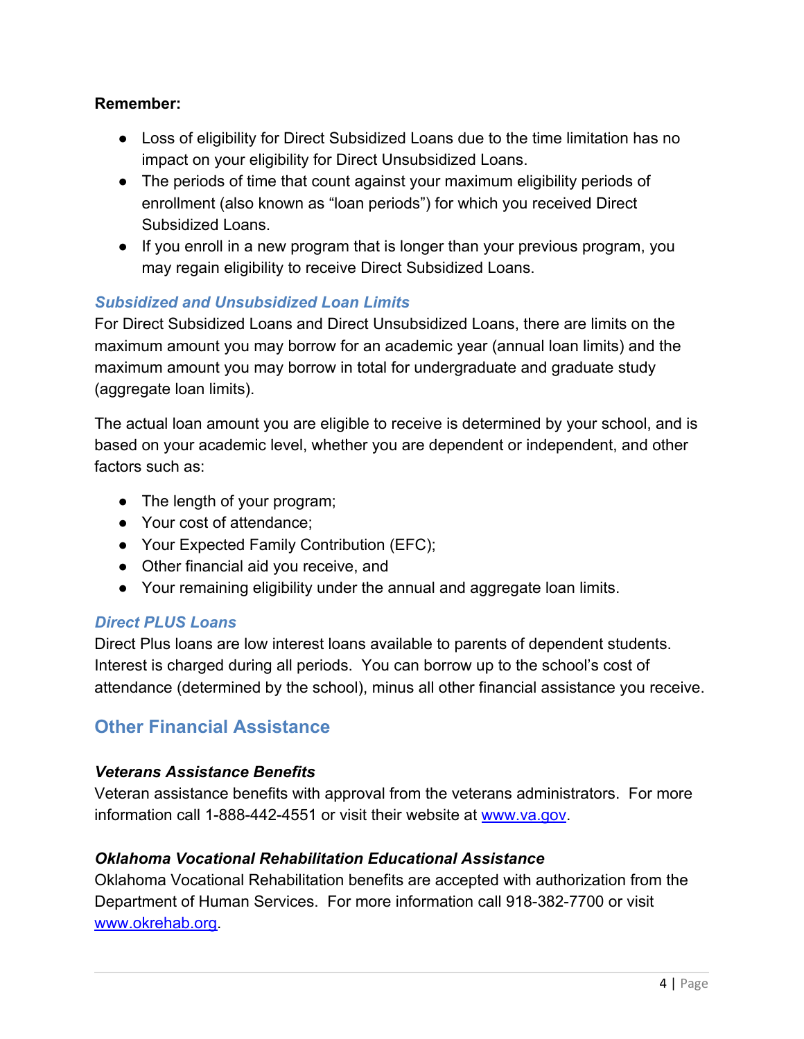**Remember:**

- Loss of eligibility for Direct Subsidized Loans due to the time limitation has no impact on your eligibility for Direct Unsubsidized Loans.
- The periods of time that count against your maximum eligibility periods of enrollment (also known as "loan periods") for which you received Direct Subsidized Loans.
- If you enroll in a new program that is longer than your previous program, you may regain eligibility to receive Direct Subsidized Loans.

### *Subsidized and Unsubsidized Loan Limits*

For Direct Subsidized Loans and Direct Unsubsidized Loans, there are limits on the maximum amount you may borrow for an academic year (annual loan limits) and the maximum amount you may borrow in total for undergraduate and graduate study (aggregate loan limits).

The actual loan amount you are eligible to receive is determined by your school, and is based on your academic level, whether you are dependent or independent, and other factors such as:

- The length of your program;
- Your cost of attendance;
- Your Expected Family Contribution (EFC);
- Other financial aid you receive, and
- Your remaining eligibility under the annual and aggregate loan limits.

### *Direct PLUS Loans*

Direct Plus loans are low interest loans available to parents of dependent students. Interest is charged during all periods. You can borrow up to the school's cost of attendance (determined by the school), minus all other financial assistance you receive.

## Other Financial Assistance

#### *Veterans Assistance Benefits*

Veteran assistance benefits with approval from the veterans administrators. For more information call 1-888-442-4551 or visit their website at www.va.gov.

#### *Oklahoma Vocational Rehabilitation Educational Assistance*

Oklahoma Vocational Rehabilitation benefits are accepted with authorization from the Department of Human Services. For more information call 918-382-7700 or visit www.okrehab.org.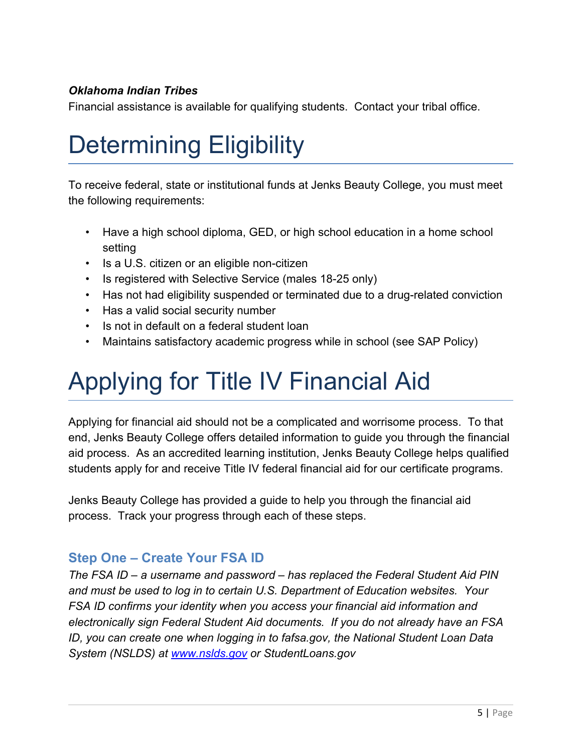***Oklahoma Indian Tribes***

Financial assistance is available for qualifying students. Contact your tribal office.

# Determining Eligibility

To receive federal, state or institutional funds at Jenks Beauty College, you must meet the following requirements:

- Have a high school diploma, GED, or high school education in a home school setting
- Is a U.S. citizen or an eligible non-citizen
- Is registered with Selective Service (males 18-25 only)
- Has not had eligibility suspended or terminated due to a drug-related conviction
- Has a valid social security number
- Is not in default on a federal student loan
- Maintains satisfactory academic progress while in school (see SAP Policy)

# Applying for Title IV Financial Aid

Applying for financial aid should not be a complicated and worrisome process. To that end, Jenks Beauty College offers detailed information to guide you through the financial aid process. As an accredited learning institution, Jenks Beauty College helps qualified students apply for and receive Title IV federal financial aid for our certificate programs.

Jenks Beauty College has provided a guide to help you through the financial aid process. Track your progress through each of these steps.

## Step One – Create Your FSA ID

*The FSA ID – a username and password – has replaced the Federal Student Aid PIN and must be used to log in to certain U.S. Department of Education websites. Your FSA ID confirms your identity when you access your financial aid information and electronically sign Federal Student Aid documents. If you do not already have an FSA ID, you can create one when logging in to fafsa.gov, the National Student Loan Data System (NSLDS) at [www.nslds.gov](http://www.nslds.gov) or StudentLoans.gov*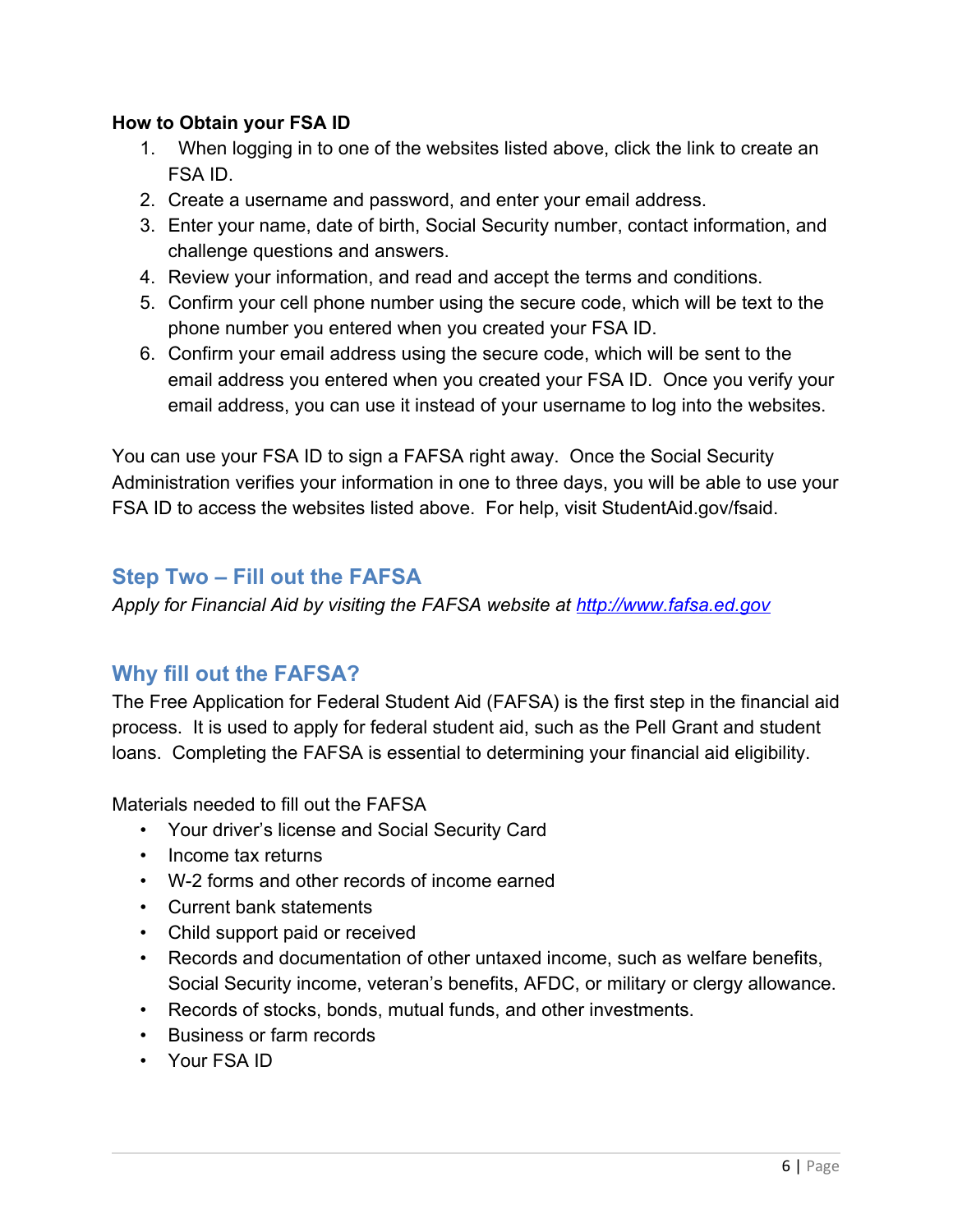**How to Obtain your FSA ID**

1. When logging in to one of the websites listed above, click the link to create an FSA ID.
2. Create a username and password, and enter your email address.
3. Enter your name, date of birth, Social Security number, contact information, and challenge questions and answers.
4. Review your information, and read and accept the terms and conditions.
5. Confirm your cell phone number using the secure code, which will be text to the phone number you entered when you created your FSA ID.
6. Confirm your email address using the secure code, which will be sent to the email address you entered when you created your FSA ID. Once you verify your email address, you can use it instead of your username to log into the websites.

You can use your FSA ID to sign a FAFSA right away. Once the Social Security Administration verifies your information in one to three days, you will be able to use your FSA ID to access the websites listed above. For help, visit StudentAid.gov/fsaid.

## Step Two – Fill out the FAFSA

*Apply for Financial Aid by visiting the FAFSA website at [http://www.fafsa.ed.gov](http://www.fafsa.ed.gov)*

## Why fill out the FAFSA?

The Free Application for Federal Student Aid (FAFSA) is the first step in the financial aid process. It is used to apply for federal student aid, such as the Pell Grant and student loans. Completing the FAFSA is essential to determining your financial aid eligibility.

Materials needed to fill out the FAFSA

- Your driver's license and Social Security Card
- Income tax returns
- W-2 forms and other records of income earned
- Current bank statements
- Child support paid or received
- Records and documentation of other untaxed income, such as welfare benefits, Social Security income, veteran's benefits, AFDC, or military or clergy allowance.
- Records of stocks, bonds, mutual funds, and other investments.
- Business or farm records
- Your FSA ID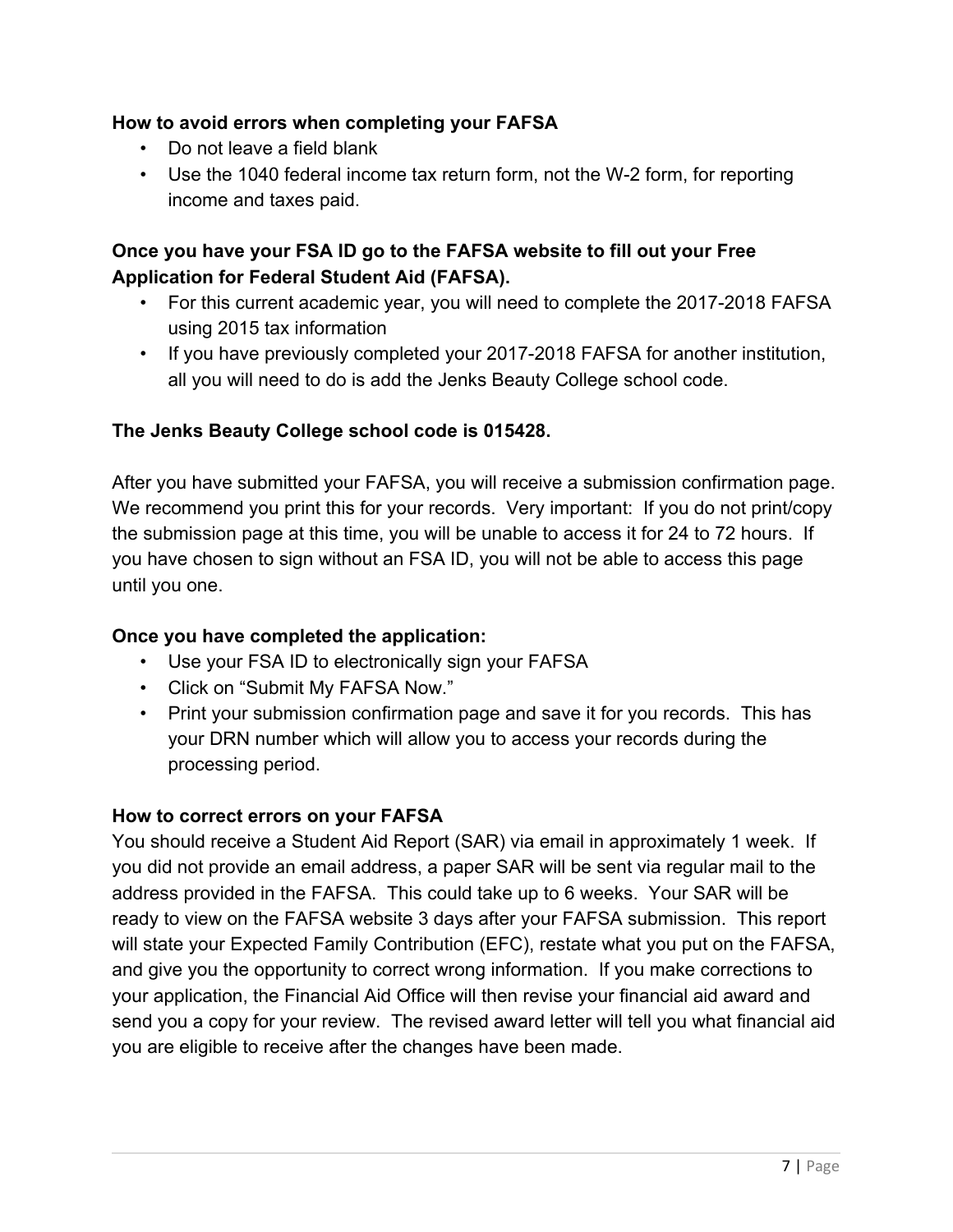**How to avoid errors when completing your FAFSA**

- Do not leave a field blank
- Use the 1040 federal income tax return form, not the W-2 form, for reporting income and taxes paid.

**Once you have your FSA ID go to the FAFSA website to fill out your Free Application for Federal Student Aid (FAFSA).**

- For this current academic year, you will need to complete the 2017-2018 FAFSA using 2015 tax information
- If you have previously completed your 2017-2018 FAFSA for another institution, all you will need to do is add the Jenks Beauty College school code.

**The Jenks Beauty College school code is 015428.**

After you have submitted your FAFSA, you will receive a submission confirmation page. We recommend you print this for your records. Very important: If you do not print/copy the submission page at this time, you will be unable to access it for 24 to 72 hours. If you have chosen to sign without an FSA ID, you will not be able to access this page until you one.

**Once you have completed the application:**

- Use your FSA ID to electronically sign your FAFSA
- Click on "Submit My FAFSA Now."
- Print your submission confirmation page and save it for you records. This has your DRN number which will allow you to access your records during the processing period.

**How to correct errors on your FAFSA**

You should receive a Student Aid Report (SAR) via email in approximately 1 week. If you did not provide an email address, a paper SAR will be sent via regular mail to the address provided in the FAFSA. This could take up to 6 weeks. Your SAR will be ready to view on the FAFSA website 3 days after your FAFSA submission. This report will state your Expected Family Contribution (EFC), restate what you put on the FAFSA, and give you the opportunity to correct wrong information. If you make corrections to your application, the Financial Aid Office will then revise your financial aid award and send you a copy for your review. The revised award letter will tell you what financial aid you are eligible to receive after the changes have been made.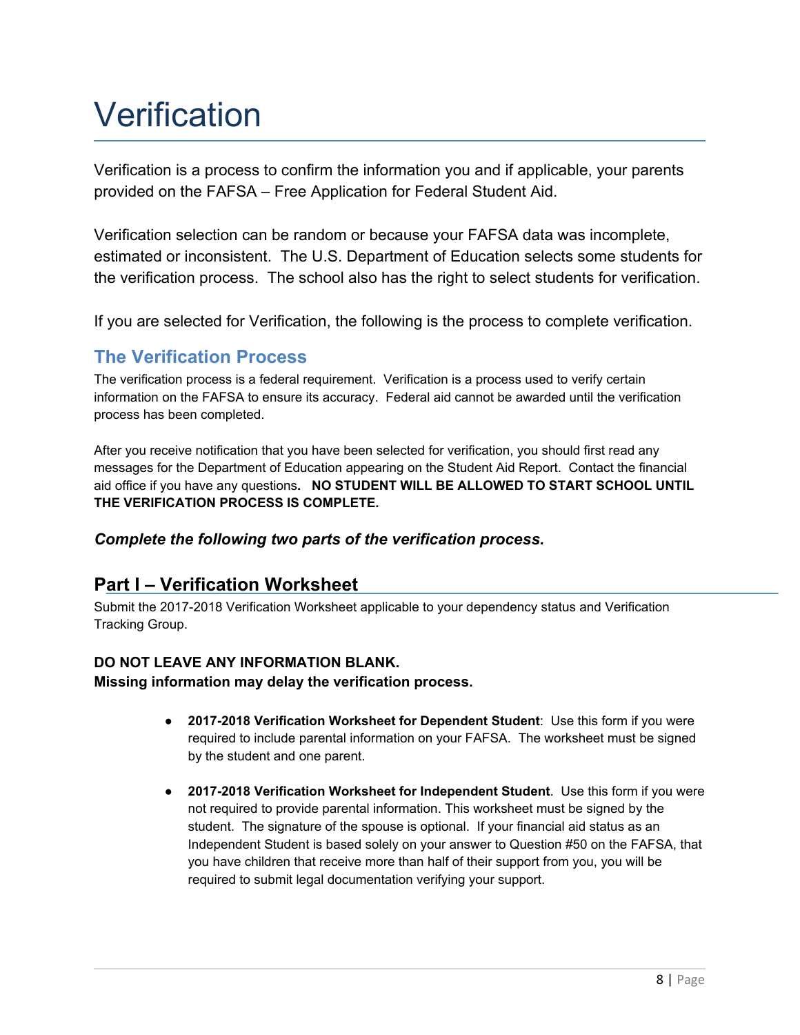# Verification

Verification is a process to confirm the information you and if applicable, your parents provided on the FAFSA – Free Application for Federal Student Aid.

Verification selection can be random or because your FAFSA data was incomplete, estimated or inconsistent. The U.S. Department of Education selects some students for the verification process. The school also has the right to select students for verification.

If you are selected for Verification, the following is the process to complete verification.

## The Verification Process

The verification process is a federal requirement. Verification is a process used to verify certain information on the FAFSA to ensure its accuracy. Federal aid cannot be awarded until the verification process has been completed.

After you receive notification that you have been selected for verification, you should first read any messages for the Department of Education appearing on the Student Aid Report. Contact the financial aid office if you have any questions**. NO STUDENT WILL BE ALLOWED TO START SCHOOL UNTIL THE VERIFICATION PROCESS IS COMPLETE.**

***Complete the following two parts of the verification process.***

## Part I – Verification Worksheet

Submit the 2017-2018 Verification Worksheet applicable to your dependency status and Verification Tracking Group.

**DO NOT LEAVE ANY INFORMATION BLANK.**
**Missing information may delay the verification process.**

- **2017-2018 Verification Worksheet for Dependent Student**: Use this form if you were required to include parental information on your FAFSA. The worksheet must be signed by the student and one parent.
- **2017-2018 Verification Worksheet for Independent Student**. Use this form if you were not required to provide parental information. This worksheet must be signed by the student. The signature of the spouse is optional. If your financial aid status as an Independent Student is based solely on your answer to Question #50 on the FAFSA, that you have children that receive more than half of their support from you, you will be required to submit legal documentation verifying your support.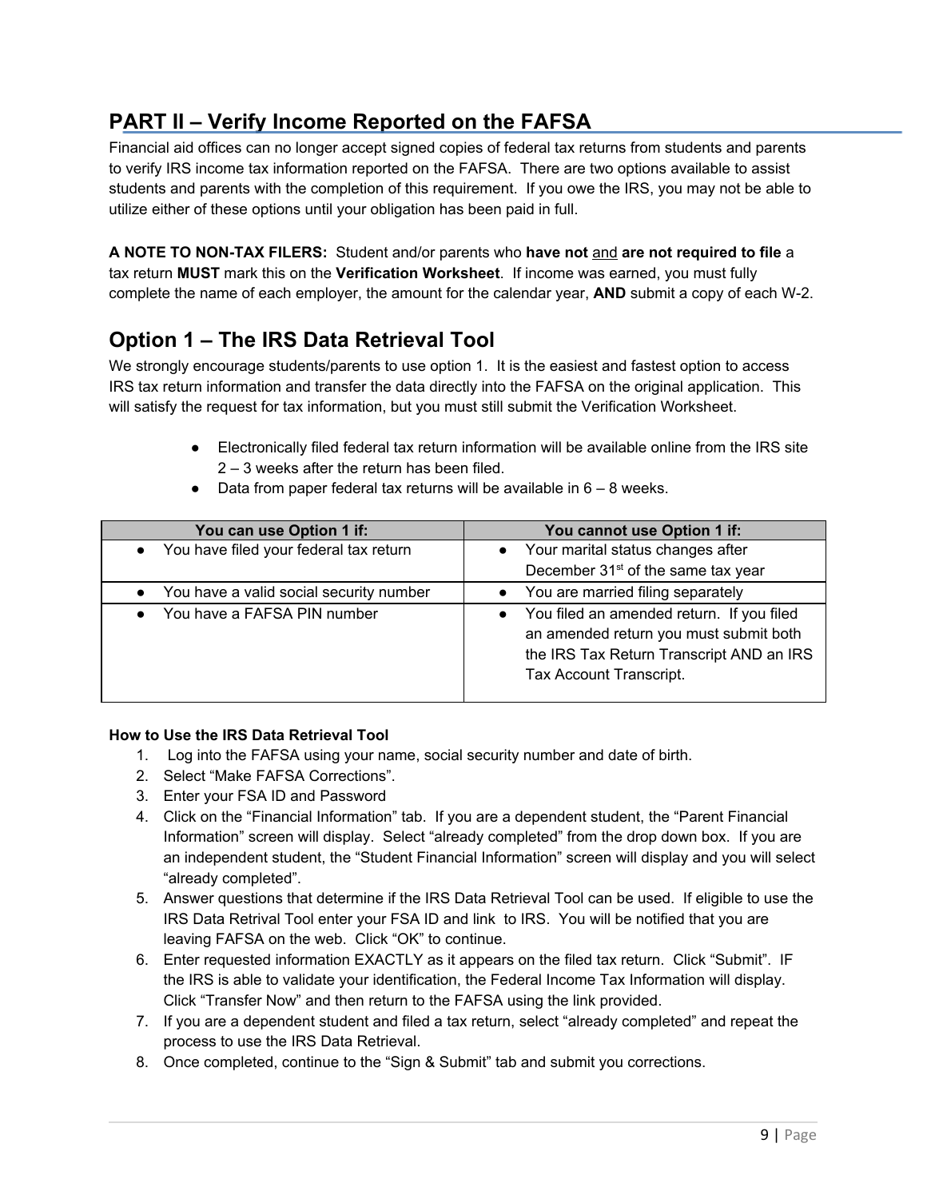## PART II – Verify Income Reported on the FAFSA

Financial aid offices can no longer accept signed copies of federal tax returns from students and parents to verify IRS income tax information reported on the FAFSA. There are two options available to assist students and parents with the completion of this requirement. If you owe the IRS, you may not be able to utilize either of these options until your obligation has been paid in full.

**A NOTE TO NON-TAX FILERS:** Student and/or parents who **have not** and **are not required to file** a tax return **MUST** mark this on the **Verification Worksheet**. If income was earned, you must fully complete the name of each employer, the amount for the calendar year, **AND** submit a copy of each W-2.

## Option 1 – The IRS Data Retrieval Tool

We strongly encourage students/parents to use option 1. It is the easiest and fastest option to access IRS tax return information and transfer the data directly into the FAFSA on the original application. This will satisfy the request for tax information, but you must still submit the Verification Worksheet.

- Electronically filed federal tax return information will be available online from the IRS site 2 – 3 weeks after the return has been filed.
- Data from paper federal tax returns will be available in 6 – 8 weeks.

| You can use Option 1 if: | You cannot use Option 1 if: |
|---|---|
| ● You have filed your federal tax return | ● Your marital status changes after December 31st of the same tax year |
| ● You have a valid social security number | ● You are married filing separately |
| ● You have a FAFSA PIN number | ● You filed an amended return. If you filed an amended return you must submit both the IRS Tax Return Transcript AND an IRS Tax Account Transcript. |

**How to Use the IRS Data Retrieval Tool**

1. Log into the FAFSA using your name, social security number and date of birth.
2. Select "Make FAFSA Corrections".
3. Enter your FSA ID and Password
4. Click on the "Financial Information" tab. If you are a dependent student, the "Parent Financial Information" screen will display. Select "already completed" from the drop down box. If you are an independent student, the "Student Financial Information" screen will display and you will select "already completed".
5. Answer questions that determine if the IRS Data Retrieval Tool can be used. If eligible to use the IRS Data Retrival Tool enter your FSA ID and link to IRS. You will be notified that you are leaving FAFSA on the web. Click "OK" to continue.
6. Enter requested information EXACTLY as it appears on the filed tax return. Click "Submit". IF the IRS is able to validate your identification, the Federal Income Tax Information will display. Click "Transfer Now" and then return to the FAFSA using the link provided.
7. If you are a dependent student and filed a tax return, select "already completed" and repeat the process to use the IRS Data Retrieval.
8. Once completed, continue to the "Sign & Submit" tab and submit you corrections.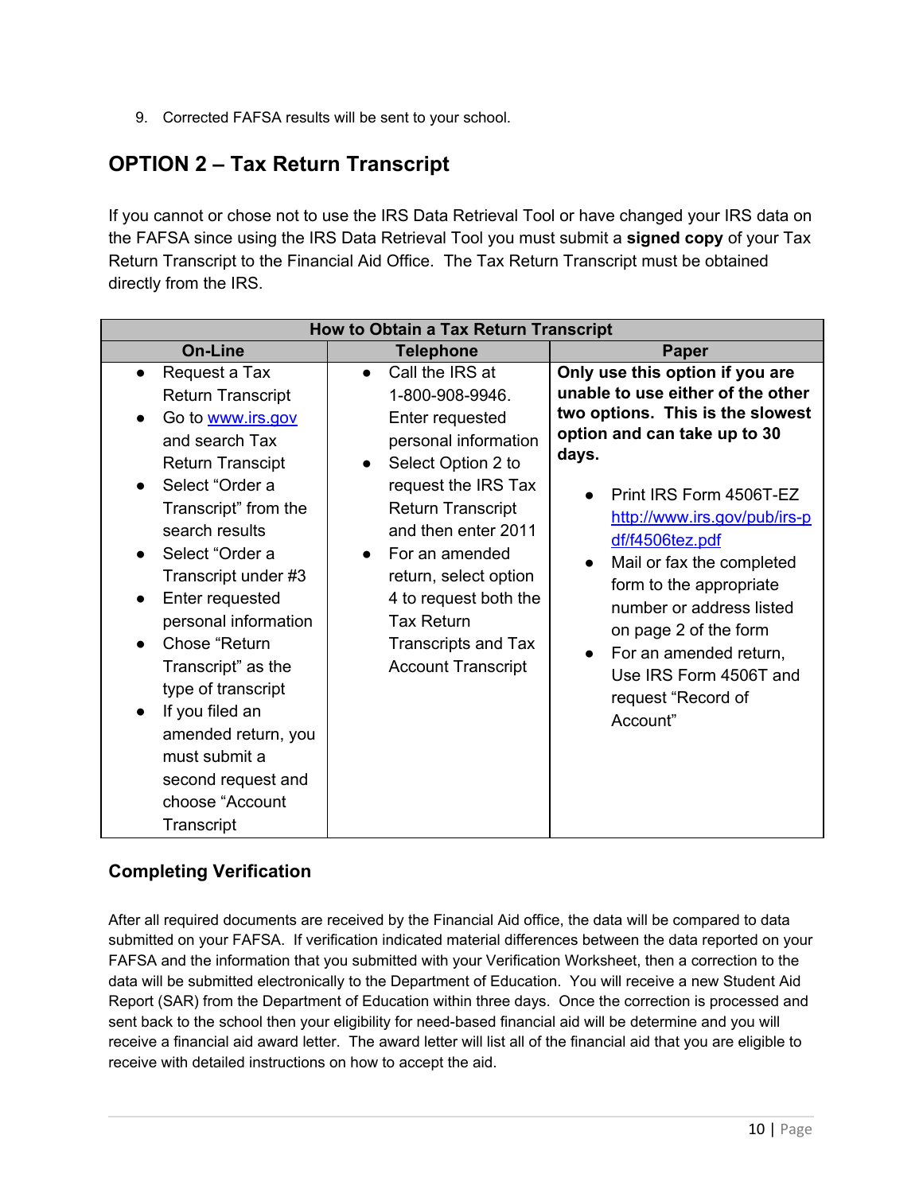9. Corrected FAFSA results will be sent to your school.

## OPTION 2 – Tax Return Transcript

If you cannot or chose not to use the IRS Data Retrieval Tool or have changed your IRS data on the FAFSA since using the IRS Data Retrieval Tool you must submit a **signed copy** of your Tax Return Transcript to the Financial Aid Office. The Tax Return Transcript must be obtained directly from the IRS.

| How to Obtain a Tax Return Transcript | | |
|---|---|---|
| **On-Line** | **Telephone** | **Paper** |
| • Request a Tax Return Transcript<br>• Go to www.irs.gov and search Tax Return Transcipt<br>• Select "Order a Transcript" from the search results<br>• Select "Order a Transcript under #3<br>• Enter requested personal information<br>• Chose "Return Transcript" as the type of transcript<br>• If you filed an amended return, you must submit a second request and choose "Account Transcript | • Call the IRS at 1-800-908-9946. Enter requested personal information<br>• Select Option 2 to request the IRS Tax Return Transcript and then enter 2011<br>• For an amended return, select option 4 to request both the Tax Return Transcripts and Tax Account Transcript | **Only use this option if you are unable to use either of the other two options. This is the slowest option and can take up to 30 days.**<br>• Print IRS Form 4506T-EZ http://www.irs.gov/pub/irs-pdf/f4506tez.pdf<br>• Mail or fax the completed form to the appropriate number or address listed on page 2 of the form<br>• For an amended return, Use IRS Form 4506T and request "Record of Account" |

### Completing Verification

After all required documents are received by the Financial Aid office, the data will be compared to data submitted on your FAFSA. If verification indicated material differences between the data reported on your FAFSA and the information that you submitted with your Verification Worksheet, then a correction to the data will be submitted electronically to the Department of Education. You will receive a new Student Aid Report (SAR) from the Department of Education within three days. Once the correction is processed and sent back to the school then your eligibility for need-based financial aid will be determine and you will receive a financial aid award letter. The award letter will list all of the financial aid that you are eligible to receive with detailed instructions on how to accept the aid.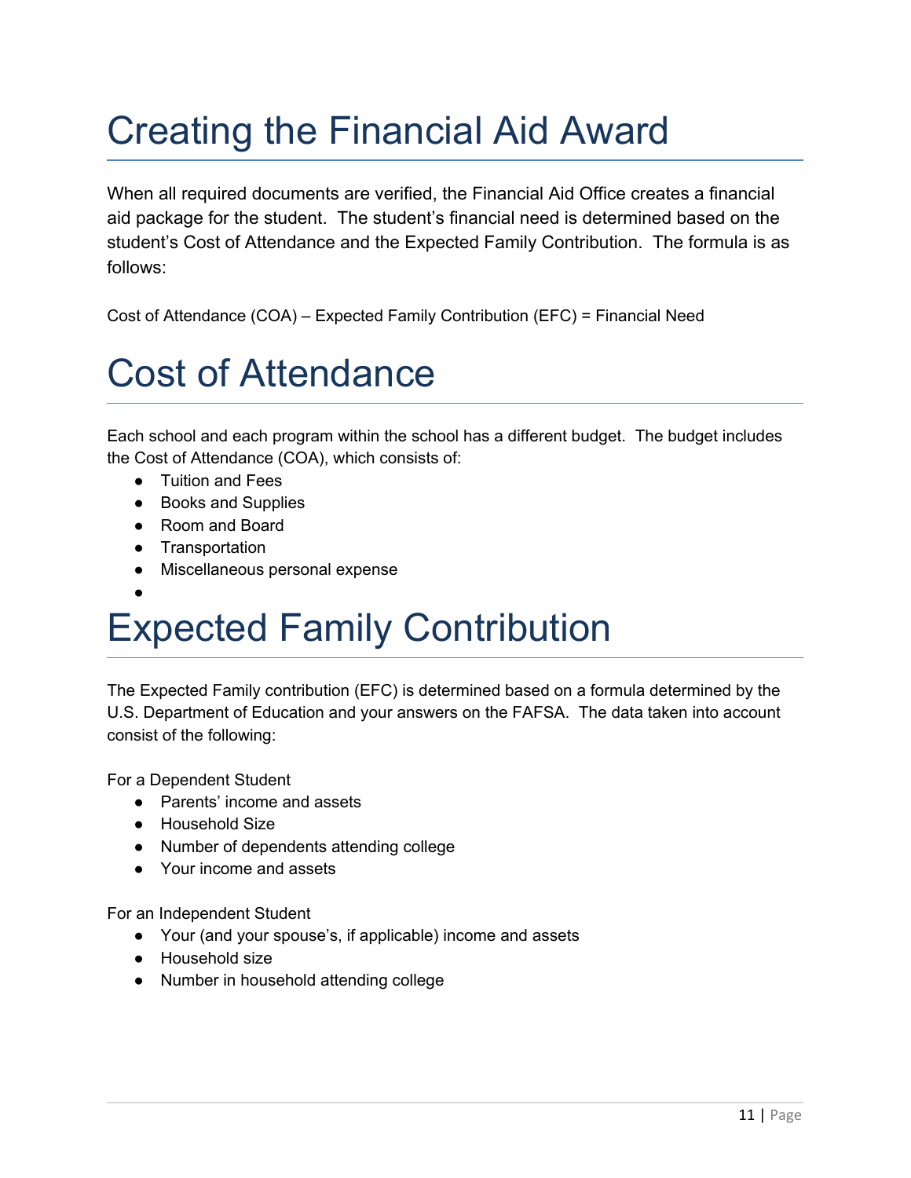# Creating the Financial Aid Award

When all required documents are verified, the Financial Aid Office creates a financial aid package for the student. The student's financial need is determined based on the student's Cost of Attendance and the Expected Family Contribution. The formula is as follows:

Cost of Attendance (COA) – Expected Family Contribution (EFC) = Financial Need

# Cost of Attendance

Each school and each program within the school has a different budget. The budget includes the Cost of Attendance (COA), which consists of:

- Tuition and Fees
- Books and Supplies
- Room and Board
- Transportation
- Miscellaneous personal expense

# Expected Family Contribution

The Expected Family contribution (EFC) is determined based on a formula determined by the U.S. Department of Education and your answers on the FAFSA. The data taken into account consist of the following:

For a Dependent Student

- Parents' income and assets
- Household Size
- Number of dependents attending college
- Your income and assets

For an Independent Student

- Your (and your spouse's, if applicable) income and assets
- Household size
- Number in household attending college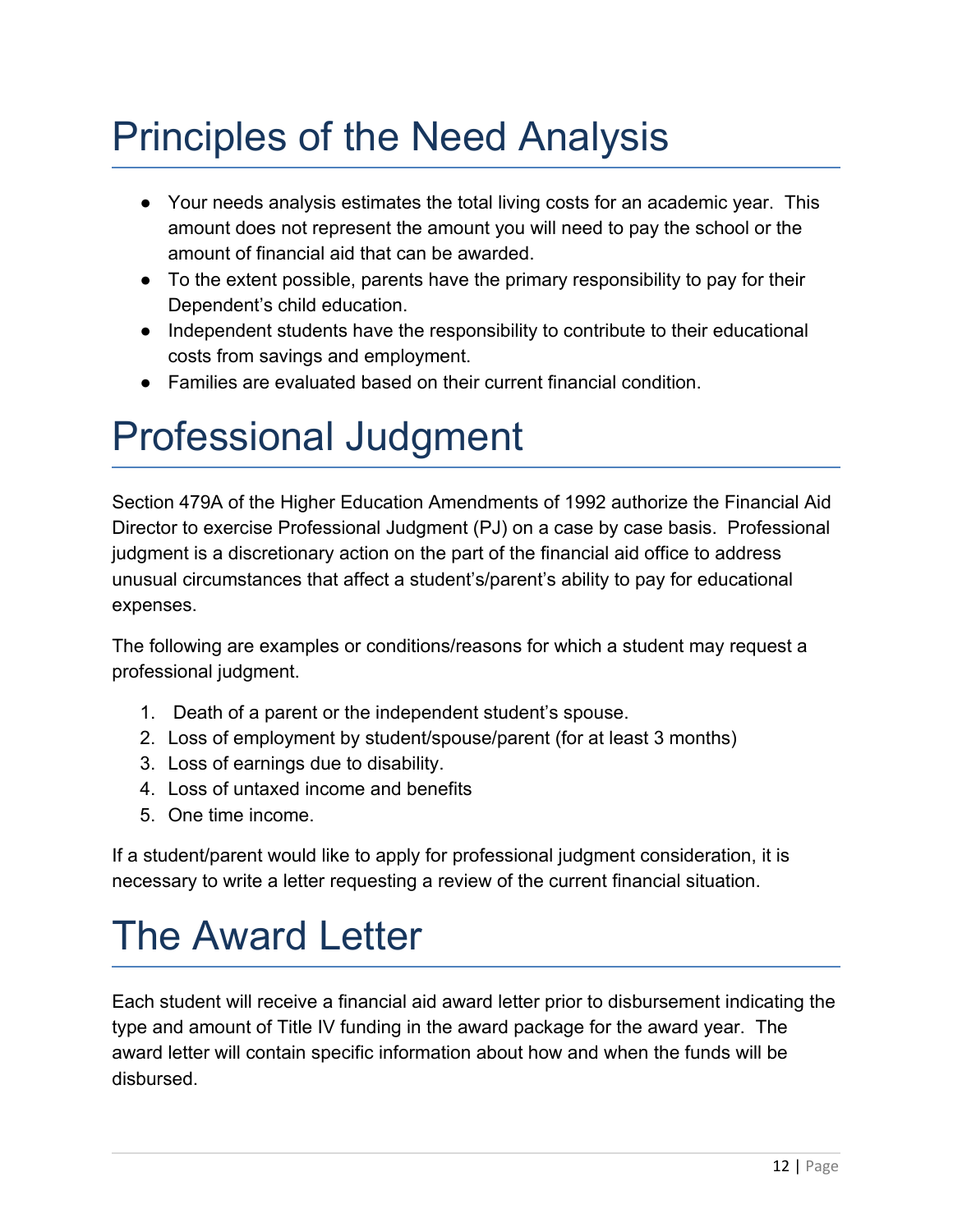# Principles of the Need Analysis

- Your needs analysis estimates the total living costs for an academic year. This amount does not represent the amount you will need to pay the school or the amount of financial aid that can be awarded.
- To the extent possible, parents have the primary responsibility to pay for their Dependent's child education.
- Independent students have the responsibility to contribute to their educational costs from savings and employment.
- Families are evaluated based on their current financial condition.

# Professional Judgment

Section 479A of the Higher Education Amendments of 1992 authorize the Financial Aid Director to exercise Professional Judgment (PJ) on a case by case basis. Professional judgment is a discretionary action on the part of the financial aid office to address unusual circumstances that affect a student's/parent's ability to pay for educational expenses.

The following are examples or conditions/reasons for which a student may request a professional judgment.

1. Death of a parent or the independent student's spouse.
2. Loss of employment by student/spouse/parent (for at least 3 months)
3. Loss of earnings due to disability.
4. Loss of untaxed income and benefits
5. One time income.

If a student/parent would like to apply for professional judgment consideration, it is necessary to write a letter requesting a review of the current financial situation.

# The Award Letter

Each student will receive a financial aid award letter prior to disbursement indicating the type and amount of Title IV funding in the award package for the award year. The award letter will contain specific information about how and when the funds will be disbursed.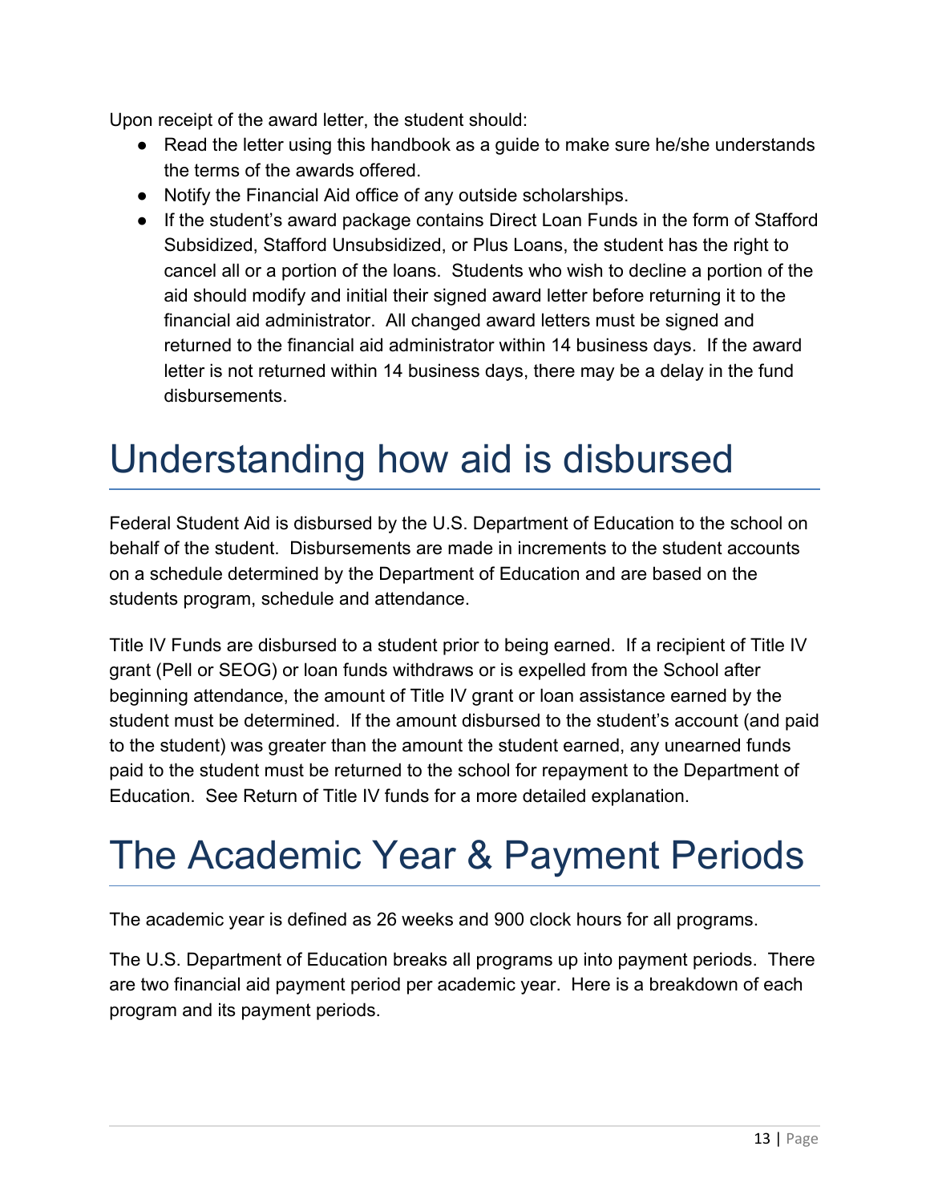Upon receipt of the award letter, the student should:

- Read the letter using this handbook as a guide to make sure he/she understands the terms of the awards offered.
- Notify the Financial Aid office of any outside scholarships.
- If the student's award package contains Direct Loan Funds in the form of Stafford Subsidized, Stafford Unsubsidized, or Plus Loans, the student has the right to cancel all or a portion of the loans. Students who wish to decline a portion of the aid should modify and initial their signed award letter before returning it to the financial aid administrator. All changed award letters must be signed and returned to the financial aid administrator within 14 business days. If the award letter is not returned within 14 business days, there may be a delay in the fund disbursements.

# Understanding how aid is disbursed

Federal Student Aid is disbursed by the U.S. Department of Education to the school on behalf of the student. Disbursements are made in increments to the student accounts on a schedule determined by the Department of Education and are based on the students program, schedule and attendance.

Title IV Funds are disbursed to a student prior to being earned. If a recipient of Title IV grant (Pell or SEOG) or loan funds withdraws or is expelled from the School after beginning attendance, the amount of Title IV grant or loan assistance earned by the student must be determined. If the amount disbursed to the student's account (and paid to the student) was greater than the amount the student earned, any unearned funds paid to the student must be returned to the school for repayment to the Department of Education. See Return of Title IV funds for a more detailed explanation.

# The Academic Year & Payment Periods

The academic year is defined as 26 weeks and 900 clock hours for all programs.

The U.S. Department of Education breaks all programs up into payment periods. There are two financial aid payment period per academic year. Here is a breakdown of each program and its payment periods.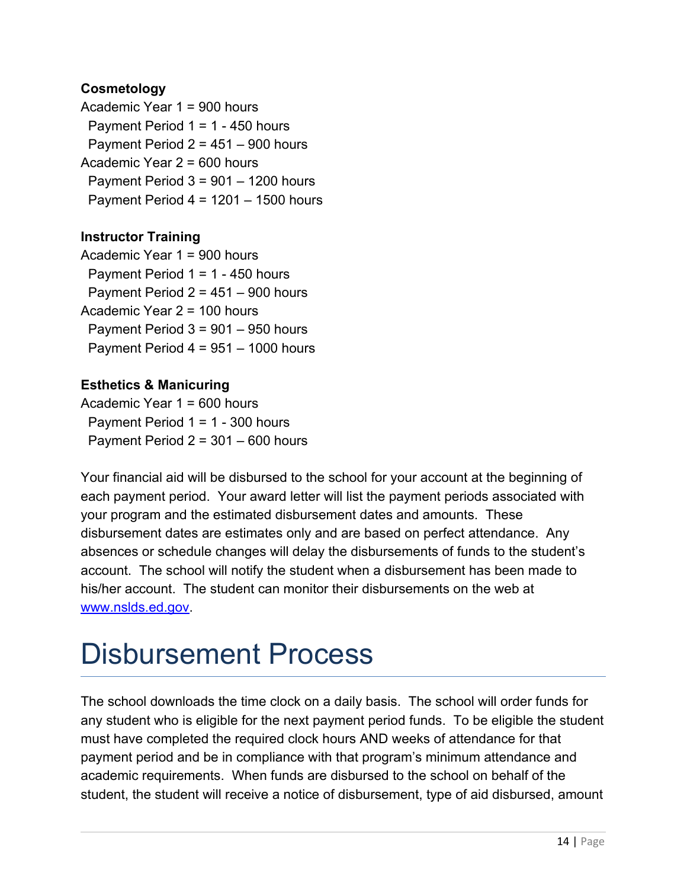**Cosmetology**

Academic Year 1 = 900 hours
  Payment Period 1 = 1 - 450 hours
  Payment Period 2 = 451 – 900 hours
Academic Year 2 = 600 hours
  Payment Period 3 = 901 – 1200 hours
  Payment Period 4 = 1201 – 1500 hours

**Instructor Training**

Academic Year 1 = 900 hours
  Payment Period 1 = 1 - 450 hours
  Payment Period 2 = 451 – 900 hours
Academic Year 2 = 100 hours
  Payment Period 3 = 901 – 950 hours
  Payment Period 4 = 951 – 1000 hours

**Esthetics & Manicuring**

Academic Year 1 = 600 hours
  Payment Period 1 = 1 - 300 hours
  Payment Period 2 = 301 – 600 hours

Your financial aid will be disbursed to the school for your account at the beginning of each payment period. Your award letter will list the payment periods associated with your program and the estimated disbursement dates and amounts. These disbursement dates are estimates only and are based on perfect attendance. Any absences or schedule changes will delay the disbursements of funds to the student's account. The school will notify the student when a disbursement has been made to his/her account. The student can monitor their disbursements on the web at www.nslds.ed.gov.

# Disbursement Process

The school downloads the time clock on a daily basis. The school will order funds for any student who is eligible for the next payment period funds. To be eligible the student must have completed the required clock hours AND weeks of attendance for that payment period and be in compliance with that program's minimum attendance and academic requirements. When funds are disbursed to the school on behalf of the student, the student will receive a notice of disbursement, type of aid disbursed, amount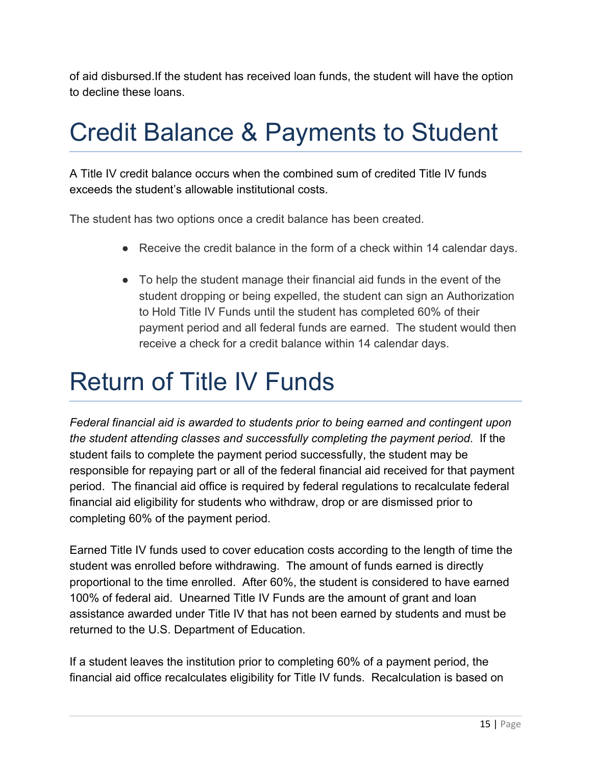of aid disbursed.If the student has received loan funds, the student will have the option to decline these loans.

# Credit Balance & Payments to Student

A Title IV credit balance occurs when the combined sum of credited Title IV funds exceeds the student's allowable institutional costs.

The student has two options once a credit balance has been created.

- Receive the credit balance in the form of a check within 14 calendar days.
- To help the student manage their financial aid funds in the event of the student dropping or being expelled, the student can sign an Authorization to Hold Title IV Funds until the student has completed 60% of their payment period and all federal funds are earned. The student would then receive a check for a credit balance within 14 calendar days.

# Return of Title IV Funds

*Federal financial aid is awarded to students prior to being earned and contingent upon the student attending classes and successfully completing the payment period*. If the student fails to complete the payment period successfully, the student may be responsible for repaying part or all of the federal financial aid received for that payment period. The financial aid office is required by federal regulations to recalculate federal financial aid eligibility for students who withdraw, drop or are dismissed prior to completing 60% of the payment period.

Earned Title IV funds used to cover education costs according to the length of time the student was enrolled before withdrawing. The amount of funds earned is directly proportional to the time enrolled. After 60%, the student is considered to have earned 100% of federal aid. Unearned Title IV Funds are the amount of grant and loan assistance awarded under Title IV that has not been earned by students and must be returned to the U.S. Department of Education.

If a student leaves the institution prior to completing 60% of a payment period, the financial aid office recalculates eligibility for Title IV funds. Recalculation is based on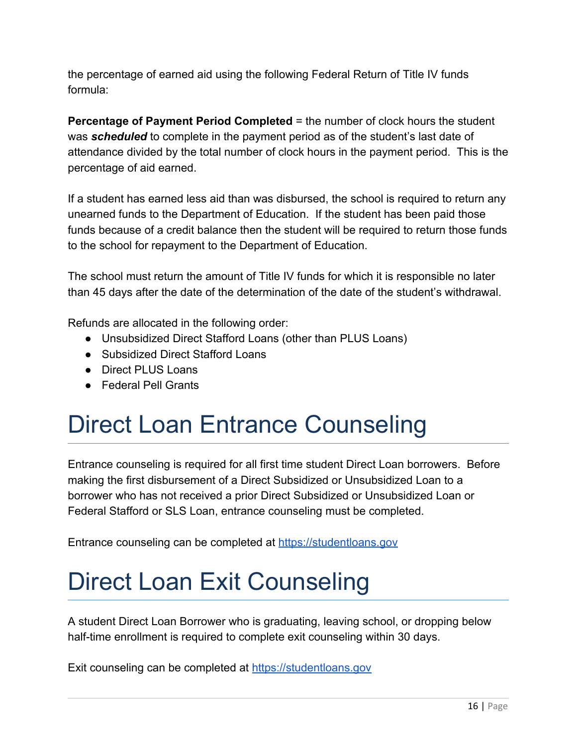the percentage of earned aid using the following Federal Return of Title IV funds formula:

**Percentage of Payment Period Completed** = the number of clock hours the student was ***scheduled*** to complete in the payment period as of the student's last date of attendance divided by the total number of clock hours in the payment period. This is the percentage of aid earned.

If a student has earned less aid than was disbursed, the school is required to return any unearned funds to the Department of Education. If the student has been paid those funds because of a credit balance then the student will be required to return those funds to the school for repayment to the Department of Education.

The school must return the amount of Title IV funds for which it is responsible no later than 45 days after the date of the determination of the date of the student's withdrawal.

Refunds are allocated in the following order:

- Unsubsidized Direct Stafford Loans (other than PLUS Loans)
- Subsidized Direct Stafford Loans
- Direct PLUS Loans
- Federal Pell Grants

# Direct Loan Entrance Counseling

Entrance counseling is required for all first time student Direct Loan borrowers. Before making the first disbursement of a Direct Subsidized or Unsubsidized Loan to a borrower who has not received a prior Direct Subsidized or Unsubsidized Loan or Federal Stafford or SLS Loan, entrance counseling must be completed.

Entrance counseling can be completed at [https://studentloans.gov](https://studentloans.gov)

# Direct Loan Exit Counseling

A student Direct Loan Borrower who is graduating, leaving school, or dropping below half-time enrollment is required to complete exit counseling within 30 days.

Exit counseling can be completed at [https://studentloans.gov](https://studentloans.gov)